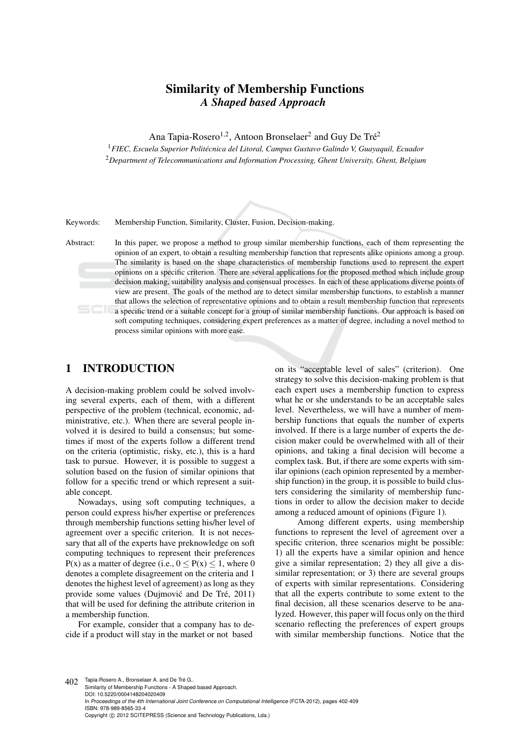# Similarity of Membership Functions
## *A Shaped based Approach*

Ana Tapia-Rosero[1,2], Antoon Bronselaer[2] and Guy De Tré[2]

[1]*FIEC, Escuela Superior Politécnica del Litoral, Campus Gustavo Galindo V, Guayaquil, Ecuador*
[2]*Department of Telecommunications and Information Processing, Ghent University, Ghent, Belgium*

Keywords: Membership Function, Similarity, Cluster, Fusion, Decision-making.

Abstract: In this paper, we propose a method to group similar membership functions, each of them representing the opinion of an expert, to obtain a resulting membership function that represents alike opinions among a group. The similarity is based on the shape characteristics of membership functions used to represent the expert opinions on a specific criterion. There are several applications for the proposed method which include group decision making, suitability analysis and consensual processes. In each of these applications diverse points of view are present. The goals of the method are to detect similar membership functions, to establish a manner that allows the selection of representative opinions and to obtain a result membership function that represents a specific trend or a suitable concept for a group of similar membership functions. Our approach is based on soft computing techniques, considering expert preferences as a matter of degree, including a novel method to process similar opinions with more ease.

## 1 INTRODUCTION

A decision-making problem could be solved involving several experts, each of them, with a different perspective of the problem (technical, economic, administrative, etc.). When there are several people involved it is desired to build a consensus; but sometimes if most of the experts follow a different trend on the criteria (optimistic, risky, etc.), this is a hard task to pursue. However, it is possible to suggest a solution based on the fusion of similar opinions that follow for a specific trend or which represent a suitable concept.

Nowadays, using soft computing techniques, a person could express his/her expertise or preferences through membership functions setting his/her level of agreement over a specific criterion. It is not necessary that all of the experts have preknowledge on soft computing techniques to represent their preferences P(x) as a matter of degree (i.e., $0 \leq P(x) \leq 1$, where 0 denotes a complete disagreement on the criteria and 1 denotes the highest level of agreement) as long as they provide some values (Dujmović and De Tré, 2011) that will be used for defining the attribute criterion in a membership function.

For example, consider that a company has to decide if a product will stay in the market or not based on its "acceptable level of sales" (criterion). One strategy to solve this decision-making problem is that each expert uses a membership function to express what he or she understands to be an acceptable sales level. Nevertheless, we will have a number of membership functions that equals the number of experts involved. If there is a large number of experts the decision maker could be overwhelmed with all of their opinions, and taking a final decision will become a complex task. But, if there are some experts with similar opinions (each opinion represented by a membership function) in the group, it is possible to build clusters considering the similarity of membership functions in order to allow the decision maker to decide among a reduced amount of opinions (Figure 1).

Among different experts, using membership functions to represent the level of agreement over a specific criterion, three scenarios might be possible: 1) all the experts have a similar opinion and hence give a similar representation; 2) they all give a dissimilar representation; or 3) there are several groups of experts with similar representations. Considering that all the experts contribute to some extent to the final decision, all these scenarios deserve to be analyzed. However, this paper will focus only on the third scenario reflecting the preferences of expert groups with similar membership functions. Notice that the

Tapia-Rosero A., Bronselaer A. and De Tré G..
Similarity of Membership Functions - A Shaped based Approach.
DOI: 10.5220/0004148204020409
In *Proceedings of the 4th International Joint Conference on Computational Intelligence* (FCTA-2012), pages 402-409
ISBN: 978-989-8565-33-4
Copyright © 2012 SCITEPRESS (Science and Technology Publications, Lda.)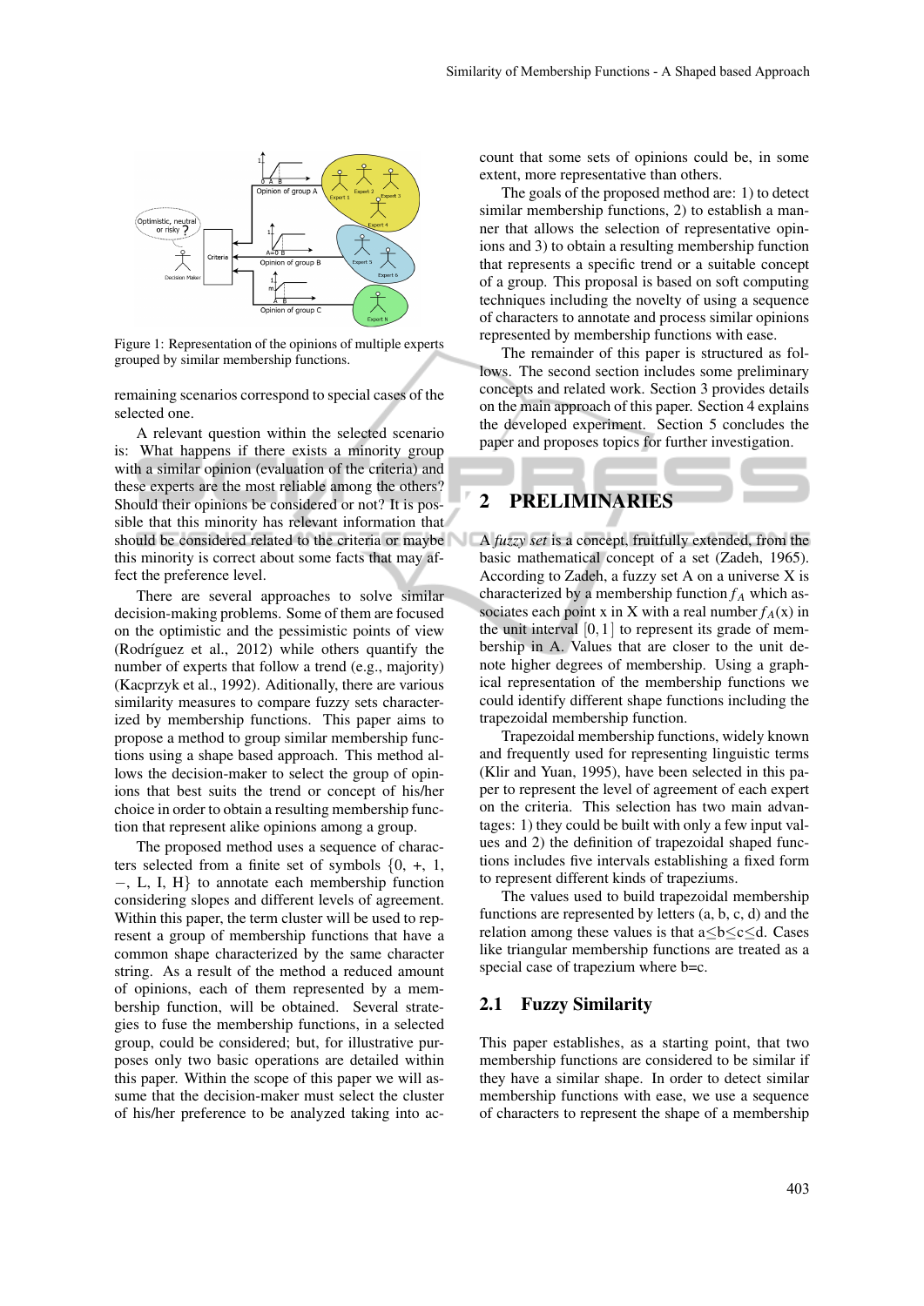Figure 1: Representation of the opinions of multiple experts grouped by similar membership functions.

remaining scenarios correspond to special cases of the selected one.

A relevant question within the selected scenario is: What happens if there exists a minority group with a similar opinion (evaluation of the criteria) and these experts are the most reliable among the others? Should their opinions be considered or not? It is possible that this minority has relevant information that should be considered related to the criteria or maybe this minority is correct about some facts that may affect the preference level.

There are several approaches to solve similar decision-making problems. Some of them are focused on the optimistic and the pessimistic points of view (Rodríguez et al., 2012) while others quantify the number of experts that follow a trend (e.g., majority) (Kacprzyk et al., 1992). Aditionally, there are various similarity measures to compare fuzzy sets characterized by membership functions. This paper aims to propose a method to group similar membership functions using a shape based approach. This method allows the decision-maker to select the group of opinions that best suits the trend or concept of his/her choice in order to obtain a resulting membership function that represent alike opinions among a group.

The proposed method uses a sequence of characters selected from a finite set of symbols {0, +, 1, −, L, I, H} to annotate each membership function considering slopes and different levels of agreement. Within this paper, the term cluster will be used to represent a group of membership functions that have a common shape characterized by the same character string. As a result of the method a reduced amount of opinions, each of them represented by a membership function, will be obtained. Several strategies to fuse the membership functions, in a selected group, could be considered; but, for illustrative purposes only two basic operations are detailed within this paper. Within the scope of this paper we will assume that the decision-maker must select the cluster of his/her preference to be analyzed taking into account that some sets of opinions could be, in some extent, more representative than others.

The goals of the proposed method are: 1) to detect similar membership functions, 2) to establish a manner that allows the selection of representative opinions and 3) to obtain a resulting membership function that represents a specific trend or a suitable concept of a group. This proposal is based on soft computing techniques including the novelty of using a sequence of characters to annotate and process similar opinions represented by membership functions with ease.

The remainder of this paper is structured as follows. The second section includes some preliminary concepts and related work. Section 3 provides details on the main approach of this paper. Section 4 explains the developed experiment. Section 5 concludes the paper and proposes topics for further investigation.

## 2 PRELIMINARIES

A *fuzzy set* is a concept, fruitfully extended, from the basic mathematical concept of a set (Zadeh, 1965). According to Zadeh, a fuzzy set A on a universe X is characterized by a membership function $f_A$ which associates each point x in X with a real number $f_A(x)$ in the unit interval $[0,1]$ to represent its grade of membership in A. Values that are closer to the unit denote higher degrees of membership. Using a graphical representation of the membership functions we could identify different shape functions including the trapezoidal membership function.

Trapezoidal membership functions, widely known and frequently used for representing linguistic terms (Klir and Yuan, 1995), have been selected in this paper to represent the level of agreement of each expert on the criteria. This selection has two main advantages: 1) they could be built with only a few input values and 2) the definition of trapezoidal shaped functions includes five intervals establishing a fixed form to represent different kinds of trapeziums.

The values used to build trapezoidal membership functions are represented by letters (a, b, c, d) and the relation among these values is that a≤b≤c≤d. Cases like triangular membership functions are treated as a special case of trapezium where b=c.

### 2.1 Fuzzy Similarity

This paper establishes, as a starting point, that two membership functions are considered to be similar if they have a similar shape. In order to detect similar membership functions with ease, we use a sequence of characters to represent the shape of a membership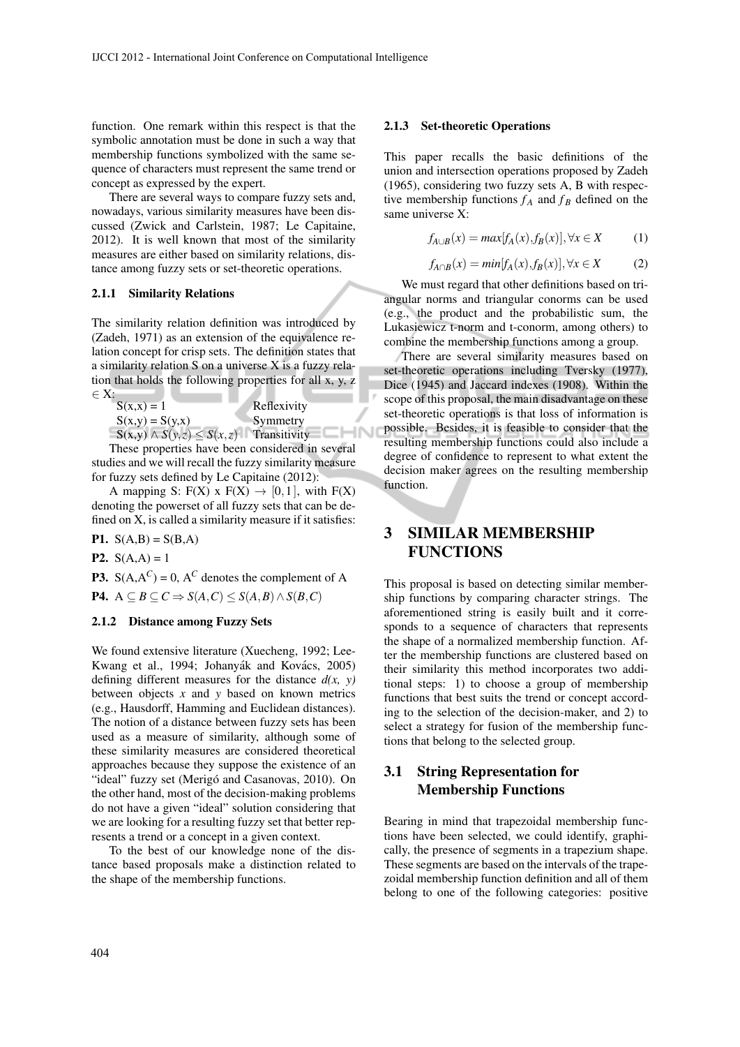function. One remark within this respect is that the symbolic annotation must be done in such a way that membership functions symbolized with the same sequence of characters must represent the same trend or concept as expressed by the expert.

There are several ways to compare fuzzy sets and, nowadays, various similarity measures have been discussed (Zwick and Carlstein, 1987; Le Capitaine, 2012). It is well known that most of the similarity measures are either based on similarity relations, distance among fuzzy sets or set-theoretic operations.

#### 2.1.1 Similarity Relations

The similarity relation definition was introduced by (Zadeh, 1971) as an extension of the equivalence relation concept for crisp sets. The definition states that a similarity relation S on a universe X is a fuzzy relation that holds the following properties for all x, y, z $\in$ X:

| | |
|---|---|
| $S(x,x) = 1$ | Reflexivity |
| $S(x,y) = S(y,x)$ | Symmetry |
| $S(x,y) \wedge S(y,z) \leq S(x,z)$ | Transitivity |

These properties have been considered in several studies and we will recall the fuzzy similarity measure for fuzzy sets defined by Le Capitaine (2012):

A mapping S: F(X) x F(X) $\rightarrow [0,1]$, with F(X) denoting the powerset of all fuzzy sets that can be defined on X, is called a similarity measure if it satisfies:

**P1.** $S(A,B) = S(B,A)$

**P2.** $S(A,A) = 1$

**P3.** $S(A,A^C) = 0$, $A^C$ denotes the complement of A

**P4.** $A \subseteq B \subseteq C \Rightarrow S(A,C) \leq S(A,B) \wedge S(B,C)$

#### 2.1.2 Distance among Fuzzy Sets

We found extensive literature (Xuecheng, 1992; Lee-Kwang et al., 1994; Johanyák and Kovács, 2005) defining different measures for the distance *d(x, y)* between objects *x* and *y* based on known metrics (e.g., Hausdorff, Hamming and Euclidean distances). The notion of a distance between fuzzy sets has been used as a measure of similarity, although some of these similarity measures are considered theoretical approaches because they suppose the existence of an "ideal" fuzzy set (Merigó and Casanovas, 2010). On the other hand, most of the decision-making problems do not have a given "ideal" solution considering that we are looking for a resulting fuzzy set that better represents a trend or a concept in a given context.

To the best of our knowledge none of the distance based proposals make a distinction related to the shape of the membership functions.

#### 2.1.3 Set-theoretic Operations

This paper recalls the basic definitions of the union and intersection operations proposed by Zadeh (1965), considering two fuzzy sets A, B with respective membership functions $f_A$ and $f_B$ defined on the same universe X:

$$f_{A\cup B}(x) = max[f_A(x), f_B(x)], \forall x \in X \quad (1)$$

$$f_{A\cap B}(x) = min[f_A(x), f_B(x)], \forall x \in X \quad (2)$$

We must regard that other definitions based on triangular norms and triangular conorms can be used (e.g., the product and the probabilistic sum, the Lukasiewicz t-norm and t-conorm, among others) to combine the membership functions among a group.

There are several similarity measures based on set-theoretic operations including Tversky (1977), Dice (1945) and Jaccard indexes (1908). Within the scope of this proposal, the main disadvantage on these set-theoretic operations is that loss of information is possible. Besides, it is feasible to consider that the resulting membership functions could also include a degree of confidence to represent to what extent the decision maker agrees on the resulting membership function.

## 3 SIMILAR MEMBERSHIP FUNCTIONS

This proposal is based on detecting similar membership functions by comparing character strings. The aforementioned string is easily built and it corresponds to a sequence of characters that represents the shape of a normalized membership function. After the membership functions are clustered based on their similarity this method incorporates two additional steps: 1) to choose a group of membership functions that best suits the trend or concept according to the selection of the decision-maker, and 2) to select a strategy for fusion of the membership functions that belong to the selected group.

### 3.1 String Representation for Membership Functions

Bearing in mind that trapezoidal membership functions have been selected, we could identify, graphically, the presence of segments in a trapezium shape. These segments are based on the intervals of the trapezoidal membership function definition and all of them belong to one of the following categories: positive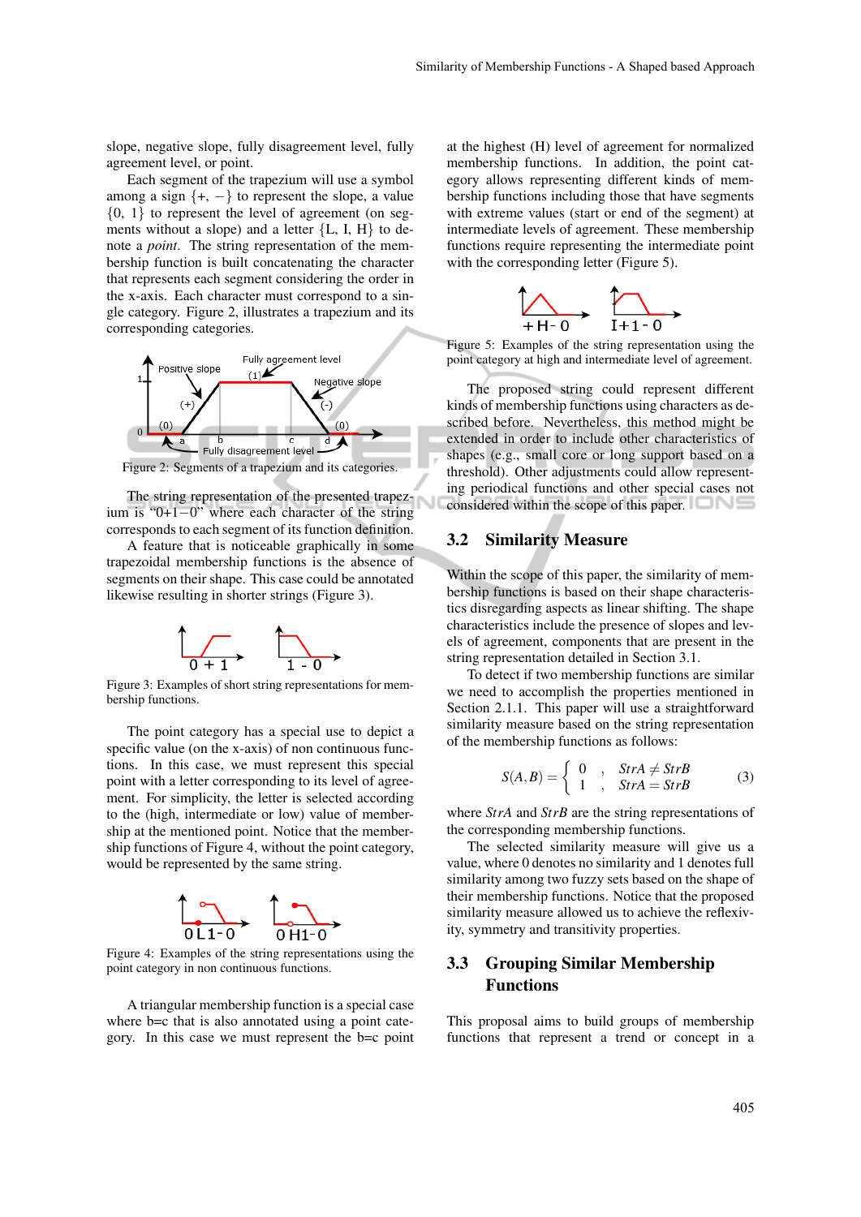slope, negative slope, fully disagreement level, fully agreement level, or point.

Each segment of the trapezium will use a symbol among a sign $\{+, -\}$ to represent the slope, a value $\{0, 1\}$ to represent the level of agreement (on segments without a slope) and a letter $\{L, I, H\}$ to denote a *point*. The string representation of the membership function is built concatenating the character that represents each segment considering the order in the x-axis. Each character must correspond to a single category. Figure 2, illustrates a trapezium and its corresponding categories.

Figure 2: Segments of a trapezium and its categories.

The string representation of the presented trapezium is "0+1−0" where each character of the string corresponds to each segment of its function definition.

A feature that is noticeable graphically in some trapezoidal membership functions is the absence of segments on their shape. This case could be annotated likewise resulting in shorter strings (Figure 3).

Figure 3: Examples of short string representations for membership functions.

The point category has a special use to depict a specific value (on the x-axis) of non continuous functions. In this case, we must represent this special point with a letter corresponding to its level of agreement. For simplicity, the letter is selected according to the (high, intermediate or low) value of membership at the mentioned point. Notice that the membership functions of Figure 4, without the point category, would be represented by the same string.

Figure 4: Examples of the string representations using the point category in non continuous functions.

A triangular membership function is a special case where b=c that is also annotated using a point category. In this case we must represent the b=c point at the highest (H) level of agreement for normalized membership functions. In addition, the point category allows representing different kinds of membership functions including those that have segments with extreme values (start or end of the segment) at intermediate levels of agreement. These membership functions require representing the intermediate point with the corresponding letter (Figure 5).

Figure 5: Examples of the string representation using the point category at high and intermediate level of agreement.

The proposed string could represent different kinds of membership functions using characters as described before. Nevertheless, this method might be extended in order to include other characteristics of shapes (e.g., small core or long support based on a threshold). Other adjustments could allow representing periodical functions and other special cases not considered within the scope of this paper.

## 3.2 Similarity Measure

Within the scope of this paper, the similarity of membership functions is based on their shape characteristics disregarding aspects as linear shifting. The shape characteristics include the presence of slopes and levels of agreement, components that are present in the string representation detailed in Section 3.1.

To detect if two membership functions are similar we need to accomplish the properties mentioned in Section 2.1.1. This paper will use a straightforward similarity measure based on the string representation of the membership functions as follows:

$$S(A,B) = \begin{cases} 0 & , \quad StrA \neq StrB \\ 1 & , \quad StrA = StrB \end{cases} \tag{3}$$

where *StrA* and *StrB* are the string representations of the corresponding membership functions.

The selected similarity measure will give us a value, where 0 denotes no similarity and 1 denotes full similarity among two fuzzy sets based on the shape of their membership functions. Notice that the proposed similarity measure allowed us to achieve the reflexivity, symmetry and transitivity properties.

## 3.3 Grouping Similar Membership Functions

This proposal aims to build groups of membership functions that represent a trend or concept in a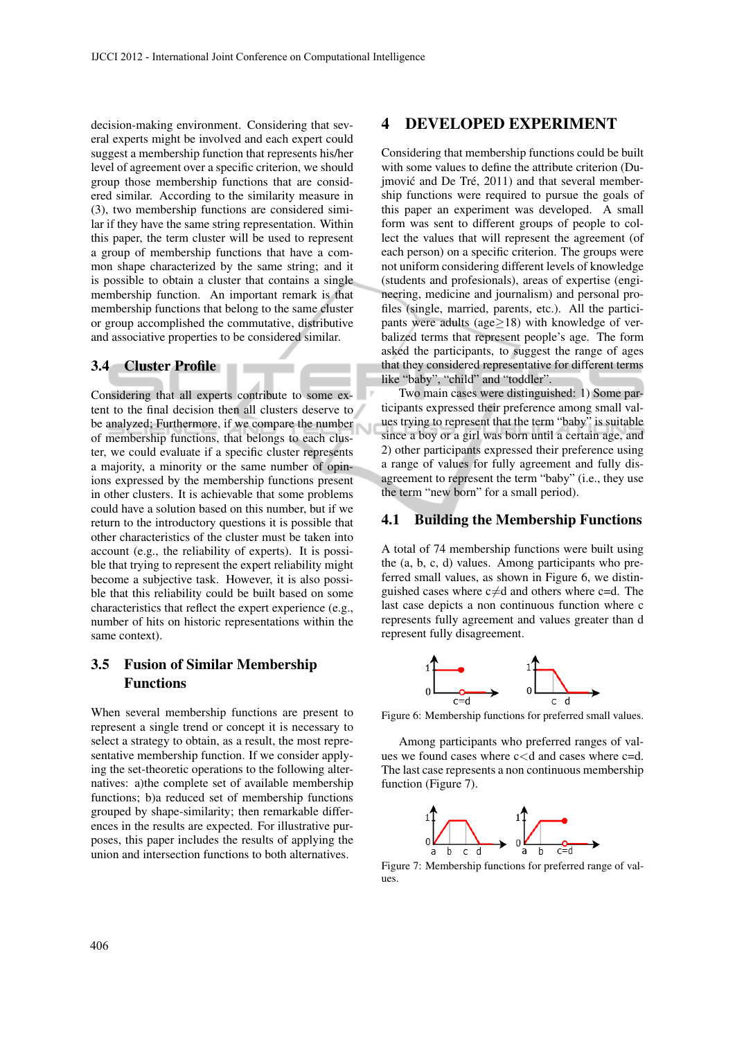decision-making environment. Considering that several experts might be involved and each expert could suggest a membership function that represents his/her level of agreement over a specific criterion, we should group those membership functions that are considered similar. According to the similarity measure in (3), two membership functions are considered similar if they have the same string representation. Within this paper, the term cluster will be used to represent a group of membership functions that have a common shape characterized by the same string; and it is possible to obtain a cluster that contains a single membership function. An important remark is that membership functions that belong to the same cluster or group accomplished the commutative, distributive and associative properties to be considered similar.

### 3.4 Cluster Profile

Considering that all experts contribute to some extent to the final decision then all clusters deserve to be analyzed; Furthermore, if we compare the number of membership functions, that belongs to each cluster, we could evaluate if a specific cluster represents a majority, a minority or the same number of opinions expressed by the membership functions present in other clusters. It is achievable that some problems could have a solution based on this number, but if we return to the introductory questions it is possible that other characteristics of the cluster must be taken into account (e.g., the reliability of experts). It is possible that trying to represent the expert reliability might become a subjective task. However, it is also possible that this reliability could be built based on some characteristics that reflect the expert experience (e.g., number of hits on historic representations within the same context).

### 3.5 Fusion of Similar Membership Functions

When several membership functions are present to represent a single trend or concept it is necessary to select a strategy to obtain, as a result, the most representative membership function. If we consider applying the set-theoretic operations to the following alternatives: a)the complete set of available membership functions; b)a reduced set of membership functions grouped by shape-similarity; then remarkable differences in the results are expected. For illustrative purposes, this paper includes the results of applying the union and intersection functions to both alternatives.

## 4 DEVELOPED EXPERIMENT

Considering that membership functions could be built with some values to define the attribute criterion (Dujmović and De Tré, 2011) and that several membership functions were required to pursue the goals of this paper an experiment was developed. A small form was sent to different groups of people to collect the values that will represent the agreement (of each person) on a specific criterion. The groups were not uniform considering different levels of knowledge (students and profesionals), areas of expertise (engineering, medicine and journalism) and personal profiles (single, married, parents, etc.). All the participants were adults (age$\geq$18) with knowledge of verbalized terms that represent people's age. The form asked the participants, to suggest the range of ages that they considered representative for different terms like "baby", "child" and "toddler".

Two main cases were distinguished: 1) Some participants expressed their preference among small values trying to represent that the term "baby" is suitable since a boy or a girl was born until a certain age, and 2) other participants expressed their preference using a range of values for fully agreement and fully disagreement to represent the term "baby" (i.e., they use the term "new born" for a small period).

### 4.1 Building the Membership Functions

A total of 74 membership functions were built using the (a, b, c, d) values. Among participants who preferred small values, as shown in Figure 6, we distinguished cases where c$\neq$d and others where c=d. The last case depicts a non continuous function where c represents fully agreement and values greater than d represent fully disagreement.

Figure 6: Membership functions for preferred small values.

Among participants who preferred ranges of values we found cases where c<d and cases where c=d. The last case represents a non continuous membership function (Figure 7).

Figure 7: Membership functions for preferred range of values.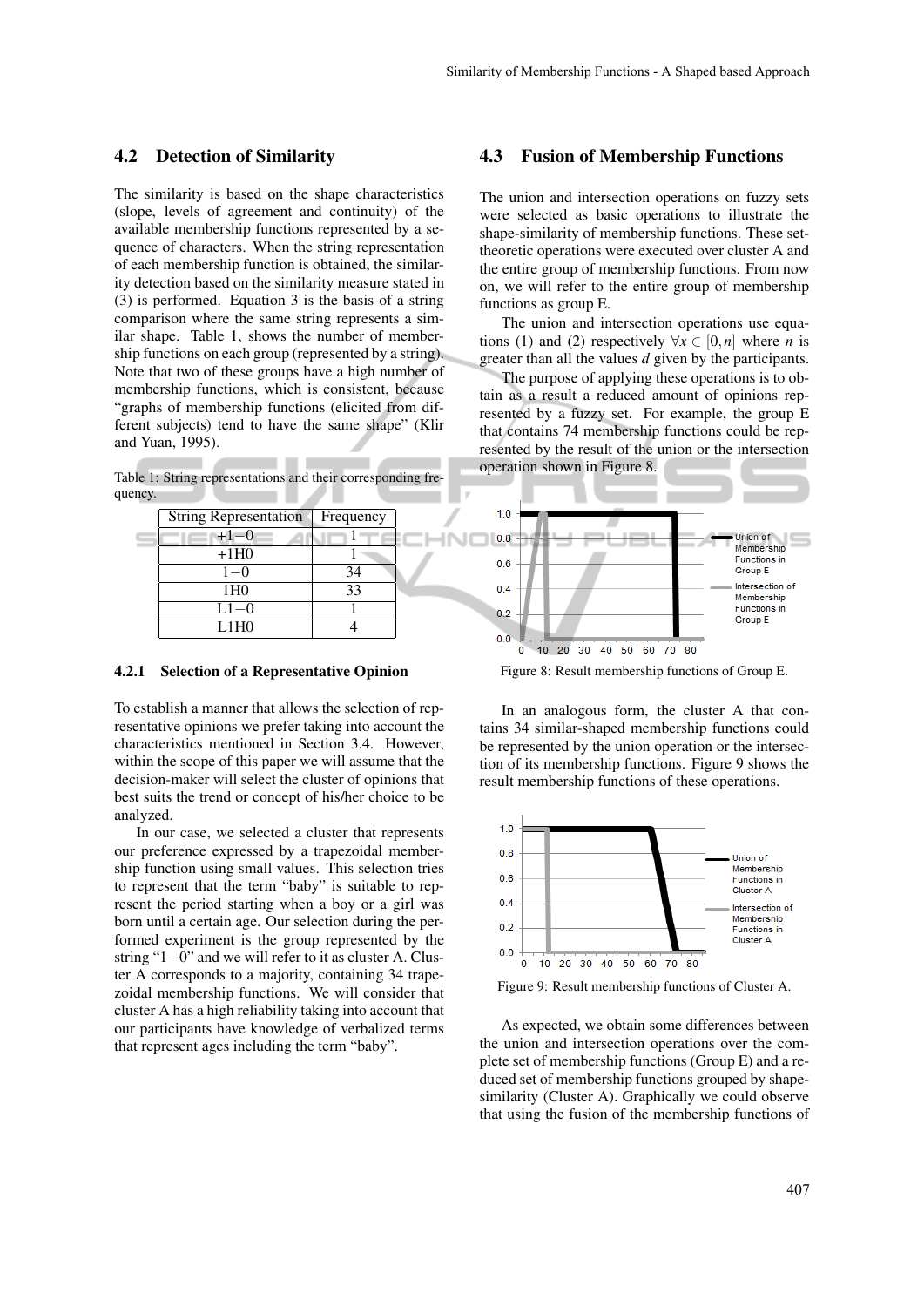## 4.2 Detection of Similarity

The similarity is based on the shape characteristics (slope, levels of agreement and continuity) of the available membership functions represented by a sequence of characters. When the string representation of each membership function is obtained, the similarity detection based on the similarity measure stated in (3) is performed. Equation 3 is the basis of a string comparison where the same string represents a similar shape. Table 1, shows the number of membership functions on each group (represented by a string). Note that two of these groups have a high number of membership functions, which is consistent, because "graphs of membership functions (elicited from different subjects) tend to have the same shape" (Klir and Yuan, 1995).

Table 1: String representations and their corresponding frequency.

| String Representation | Frequency |
|---|---|
| $+1-0$ | 1 |
| $+1H0$ | 1 |
| $1-0$ | 34 |
| $1H0$ | 33 |
| $L1-0$ | 1 |
| $L1H0$ | 4 |

### 4.2.1 Selection of a Representative Opinion

To establish a manner that allows the selection of representative opinions we prefer taking into account the characteristics mentioned in Section 3.4. However, within the scope of this paper we will assume that the decision-maker will select the cluster of opinions that best suits the trend or concept of his/her choice to be analyzed.

In our case, we selected a cluster that represents our preference expressed by a trapezoidal membership function using small values. This selection tries to represent that the term "baby" is suitable to represent the period starting when a boy or a girl was born until a certain age. Our selection during the performed experiment is the group represented by the string "$1-0$" and we will refer to it as cluster A. Cluster A corresponds to a majority, containing 34 trapezoidal membership functions. We will consider that cluster A has a high reliability taking into account that our participants have knowledge of verbalized terms that represent ages including the term "baby".

## 4.3 Fusion of Membership Functions

The union and intersection operations on fuzzy sets were selected as basic operations to illustrate the shape-similarity of membership functions. These set-theoretic operations were executed over cluster A and the entire group of membership functions. From now on, we will refer to the entire group of membership functions as group E.

The union and intersection operations use equations (1) and (2) respectively $\forall x \in [0,n]$ where $n$ is greater than all the values $d$ given by the participants.

The purpose of applying these operations is to obtain as a result a reduced amount of opinions represented by a fuzzy set. For example, the group E that contains 74 membership functions could be represented by the result of the union or the intersection operation shown in Figure 8.

Figure 8: Result membership functions of Group E.

In an analogous form, the cluster A that contains 34 similar-shaped membership functions could be represented by the union operation or the intersection of its membership functions. Figure 9 shows the result membership functions of these operations.

Figure 9: Result membership functions of Cluster A.

As expected, we obtain some differences between the union and intersection operations over the complete set of membership functions (Group E) and a reduced set of membership functions grouped by shape-similarity (Cluster A). Graphically we could observe that using the fusion of the membership functions of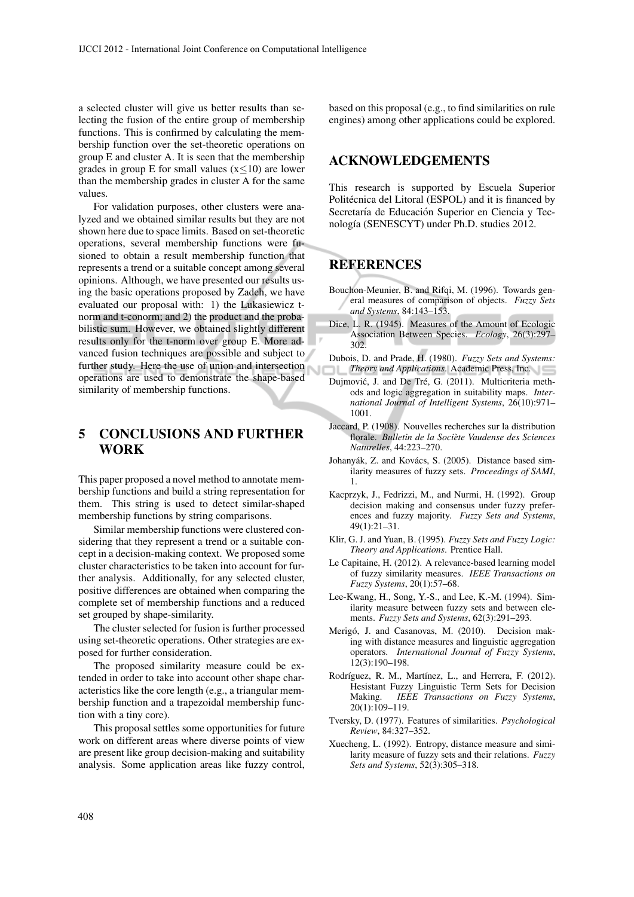a selected cluster will give us better results than selecting the fusion of the entire group of membership functions. This is confirmed by calculating the membership function over the set-theoretic operations on group E and cluster A. It is seen that the membership grades in group E for small values ($x \leq 10$) are lower than the membership grades in cluster A for the same values.

For validation purposes, other clusters were analyzed and we obtained similar results but they are not shown here due to space limits. Based on set-theoretic operations, several membership functions were fusioned to obtain a result membership function that represents a trend or a suitable concept among several opinions. Although, we have presented our results using the basic operations proposed by Zadeh, we have evaluated our proposal with: 1) the Lukasiewicz t-norm and t-conorm; and 2) the product and the probabilistic sum. However, we obtained slightly different results only for the t-norm over group E. More advanced fusion techniques are possible and subject to further study. Here the use of union and intersection operations are used to demonstrate the shape-based similarity of membership functions.

## 5 CONCLUSIONS AND FURTHER WORK

This paper proposed a novel method to annotate membership functions and build a string representation for them. This string is used to detect similar-shaped membership functions by string comparisons.

Similar membership functions were clustered considering that they represent a trend or a suitable concept in a decision-making context. We proposed some cluster characteristics to be taken into account for further analysis. Additionally, for any selected cluster, positive differences are obtained when comparing the complete set of membership functions and a reduced set grouped by shape-similarity.

The cluster selected for fusion is further processed using set-theoretic operations. Other strategies are exposed for further consideration.

The proposed similarity measure could be extended in order to take into account other shape characteristics like the core length (e.g., a triangular membership function and a trapezoidal membership function with a tiny core).

This proposal settles some opportunities for future work on different areas where diverse points of view are present like group decision-making and suitability analysis. Some application areas like fuzzy control, based on this proposal (e.g., to find similarities on rule engines) among other applications could be explored.

## ACKNOWLEDGEMENTS

This research is supported by Escuela Superior Politécnica del Litoral (ESPOL) and it is financed by Secretaría de Educación Superior en Ciencia y Tecnología (SENESCYT) under Ph.D. studies 2012.

## REFERENCES

Bouchon-Meunier, B. and Rifqi, M. (1996). Towards general measures of comparison of objects. *Fuzzy Sets and Systems*, 84:143–153.

Dice, L. R. (1945). Measures of the Amount of Ecologic Association Between Species. *Ecology*, 26(3):297–302.

Dubois, D. and Prade, H. (1980). *Fuzzy Sets and Systems: Theory and Applications*. Academic Press, Inc.

Dujmović, J. and De Tré, G. (2011). Multicriteria methods and logic aggregation in suitability maps. *International Journal of Intelligent Systems*, 26(10):971–1001.

Jaccard, P. (1908). Nouvelles recherches sur la distribution florale. *Bulletin de la Sociète Vaudense des Sciences Naturelles*, 44:223–270.

Johanyák, Z. and Kovács, S. (2005). Distance based similarity measures of fuzzy sets. *Proceedings of SAMI*, 1.

Kacprzyk, J., Fedrizzi, M., and Nurmi, H. (1992). Group decision making and consensus under fuzzy preferences and fuzzy majority. *Fuzzy Sets and Systems*, 49(1):21–31.

Klir, G. J. and Yuan, B. (1995). *Fuzzy Sets and Fuzzy Logic: Theory and Applications*. Prentice Hall.

Le Capitaine, H. (2012). A relevance-based learning model of fuzzy similarity measures. *IEEE Transactions on Fuzzy Systems*, 20(1):57–68.

Lee-Kwang, H., Song, Y.-S., and Lee, K.-M. (1994). Similarity measure between fuzzy sets and between elements. *Fuzzy Sets and Systems*, 62(3):291–293.

Merigó, J. and Casanovas, M. (2010). Decision making with distance measures and linguistic aggregation operators. *International Journal of Fuzzy Systems*, 12(3):190–198.

Rodríguez, R. M., Martínez, L., and Herrera, F. (2012). Hesistant Fuzzy Linguistic Term Sets for Decision Making. *IEEE Transactions on Fuzzy Systems*, 20(1):109–119.

Tversky, D. (1977). Features of similarities. *Psychological Review*, 84:327–352.

Xuecheng, L. (1992). Entropy, distance measure and similarity measure of fuzzy sets and their relations. *Fuzzy Sets and Systems*, 52(3):305–318.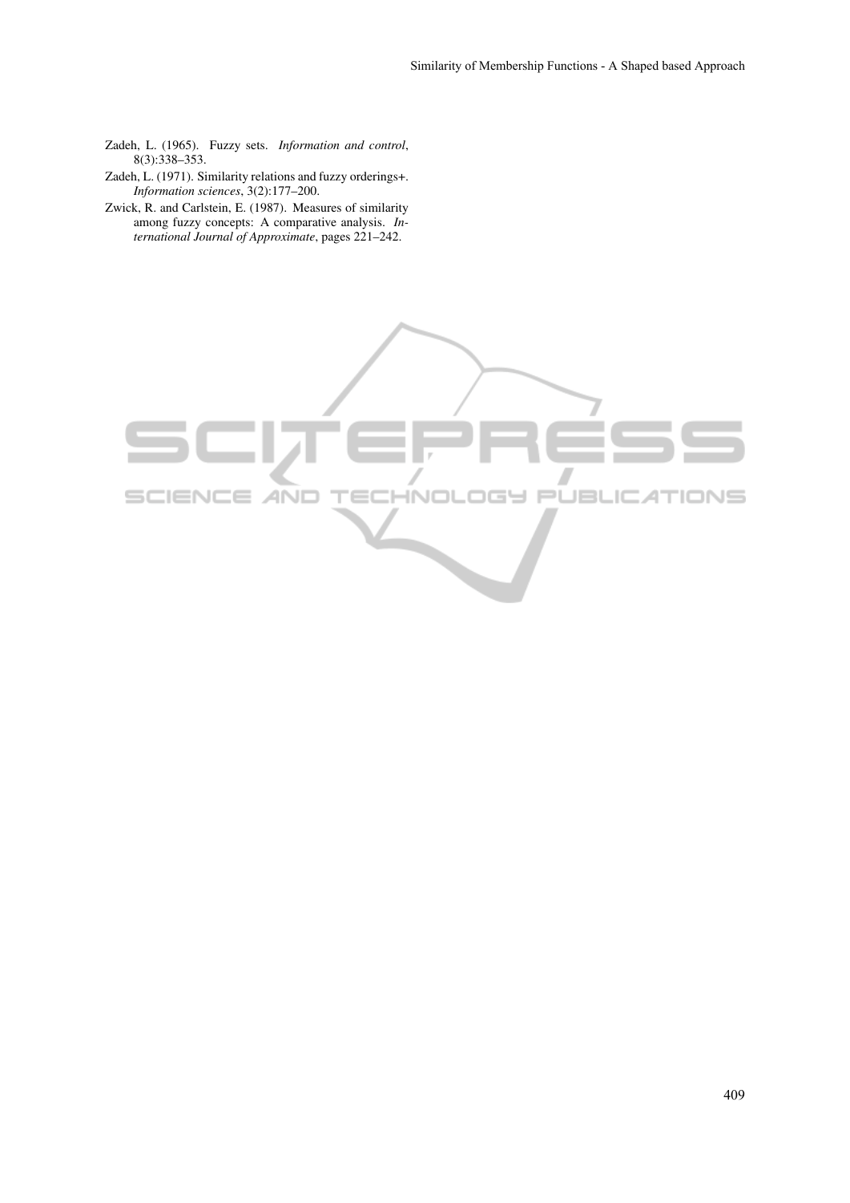Zadeh, L. (1965). Fuzzy sets. *Information and control*, 8(3):338–353.

Zadeh, L. (1971). Similarity relations and fuzzy orderings+. *Information sciences*, 3(2):177–200.

Zwick, R. and Carlstein, E. (1987). Measures of similarity among fuzzy concepts: A comparative analysis. *International Journal of Approximate*, pages 221–242.